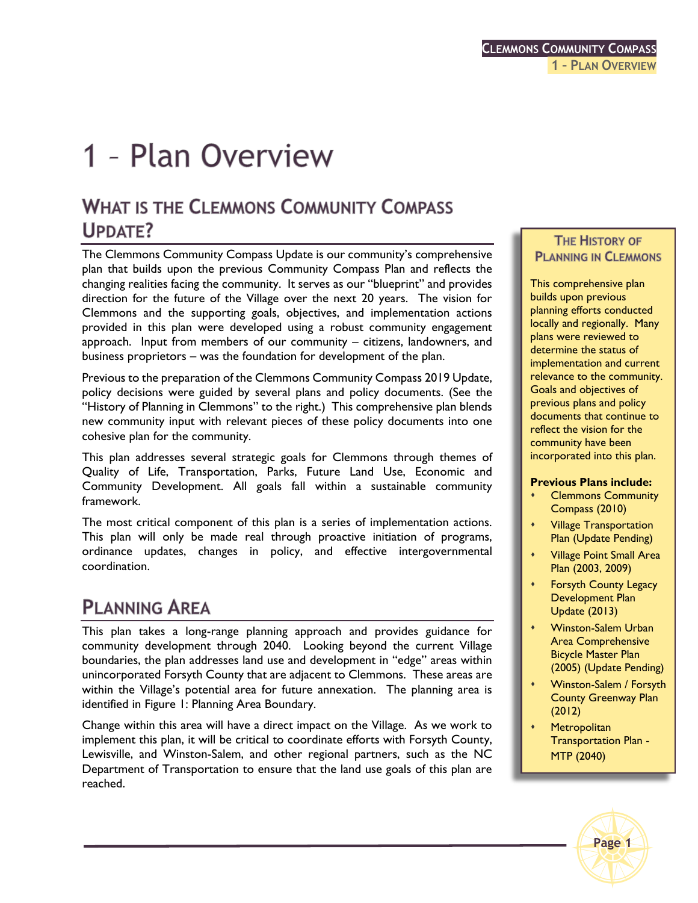# 1 – Plan Overview

## What is the Clemmons Community Compass Update?

The Clemmons Community Compass Update is our community's comprehensive plan that builds upon the previous Community Compass Plan and reflects the changing realities facing the community. It serves as our "blueprint" and provides direction for the future of the Village over the next 20 years. The vision for Clemmons and the supporting goals, objectives, and implementation actions provided in this plan were developed using a robust community engagement approach. Input from members of our community – citizens, landowners, and business proprietors – was the foundation for development of the plan.

Previous to the preparation of the Clemmons Community Compass 2019 Update, policy decisions were guided by several plans and policy documents. (See the "History of Planning in Clemmons" to the right.) This comprehensive plan blends new community input with relevant pieces of these policy documents into one cohesive plan for the community.

This plan addresses several strategic goals for Clemmons through themes of Quality of Life, Transportation, Parks, Future Land Use, Economic and Community Development. All goals fall within a sustainable community framework.

The most critical component of this plan is a series of implementation actions. This plan will only be made real through proactive initiation of programs, ordinance updates, changes in policy, and effective intergovernmental coordination.

### The History of Planning in Clemmons

This comprehensive plan builds upon previous planning efforts conducted locally and regionally. Many plans were reviewed to determine the status of implementation and current relevance to the community. Goals and objectives of previous plans and policy documents that continue to reflect the vision for the community have been incorporated into this plan.

**Previous Plans include:**

- Clemmons Community Compass (2010)
- Village Transportation Plan (Update Pending)
- Village Point Small Area Plan (2003, 2009)
- Forsyth County Legacy Development Plan Update (2013)
- Winston-Salem Urban Area Comprehensive Bicycle Master Plan (2005) (Update Pending)
- Winston-Salem / Forsyth County Greenway Plan (2012)
- Metropolitan Transportation Plan - MTP (2040)

## Planning Area

This plan takes a long-range planning approach and provides guidance for community development through 2040. Looking beyond the current Village boundaries, the plan addresses land use and development in "edge" areas within unincorporated Forsyth County that are adjacent to Clemmons. These areas are within the Village's potential area for future annexation. The planning area is identified in Figure 1: Planning Area Boundary.

Change within this area will have a direct impact on the Village. As we work to implement this plan, it will be critical to coordinate efforts with Forsyth County, Lewisville, and Winston-Salem, and other regional partners, such as the NC Department of Transportation to ensure that the land use goals of this plan are reached.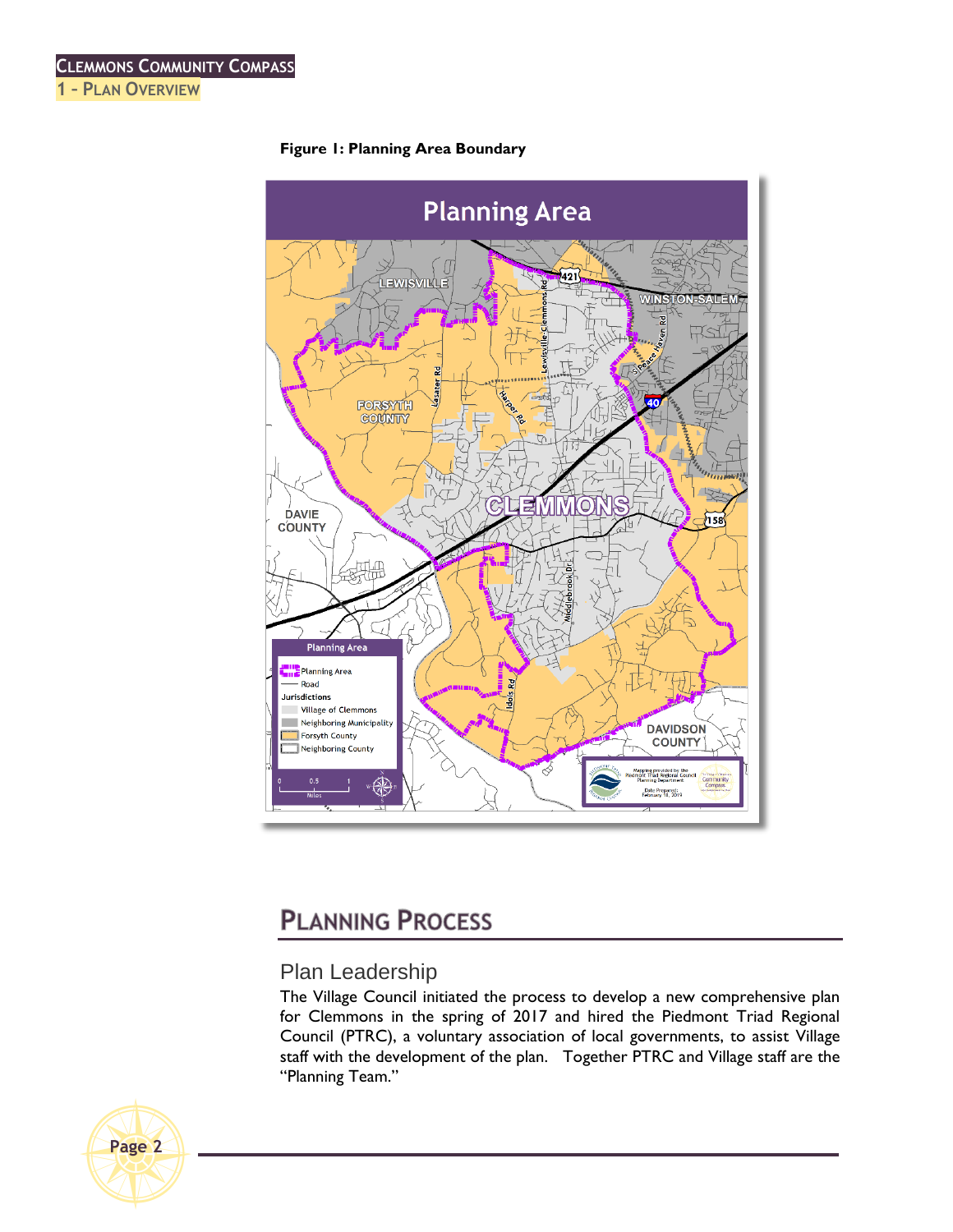**Figure 1: Planning Area Boundary**

## PLANNING PROCESS

### Plan Leadership

The Village Council initiated the process to develop a new comprehensive plan for Clemmons in the spring of 2017 and hired the Piedmont Triad Regional Council (PTRC), a voluntary association of local governments, to assist Village staff with the development of the plan. Together PTRC and Village staff are the "Planning Team."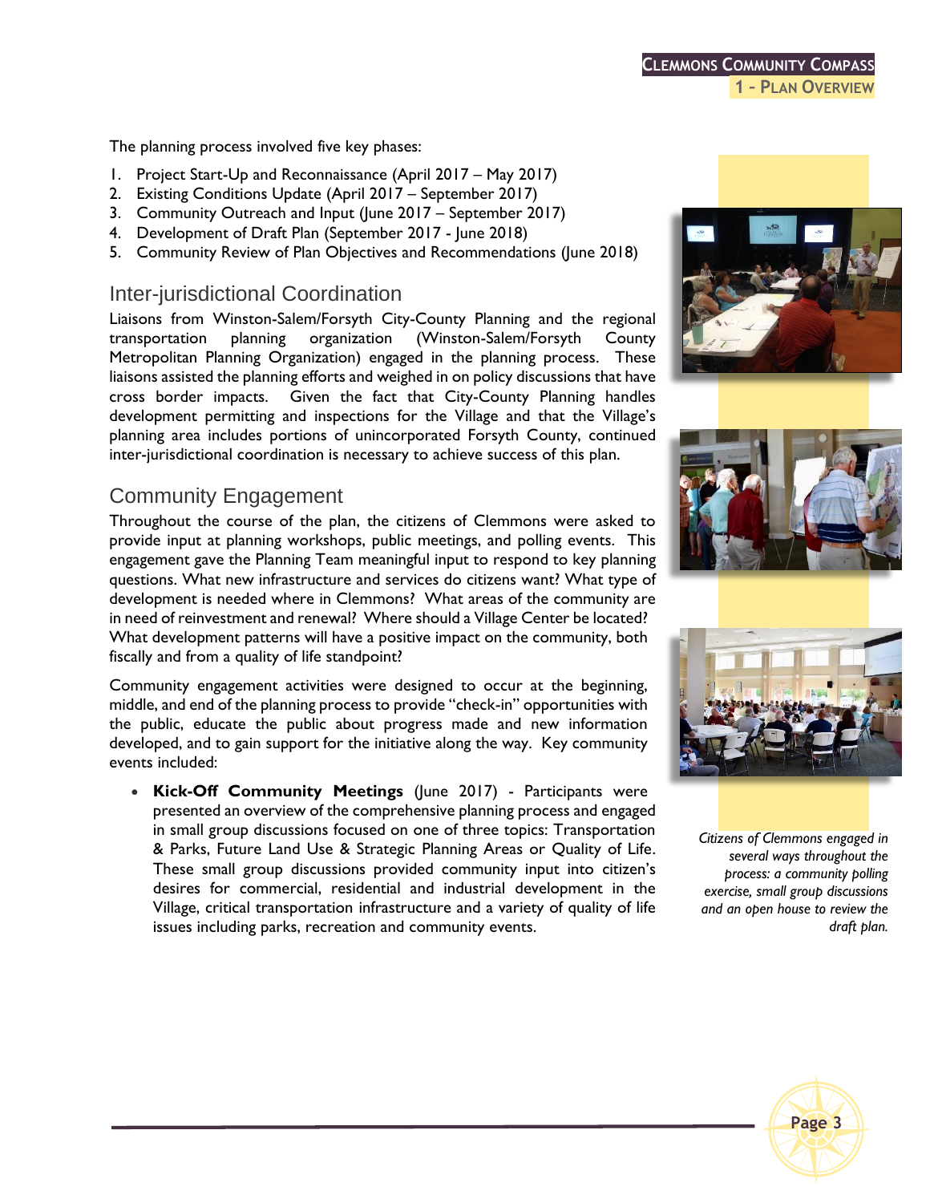The planning process involved five key phases:

1. Project Start-Up and Reconnaissance (April 2017 – May 2017)
2. Existing Conditions Update (April 2017 – September 2017)
3. Community Outreach and Input (June 2017 – September 2017)
4. Development of Draft Plan (September 2017 - June 2018)
5. Community Review of Plan Objectives and Recommendations (June 2018)

## Inter-jurisdictional Coordination

Liaisons from Winston-Salem/Forsyth City-County Planning and the regional transportation planning organization (Winston-Salem/Forsyth County Metropolitan Planning Organization) engaged in the planning process. These liaisons assisted the planning efforts and weighed in on policy discussions that have cross border impacts. Given the fact that City-County Planning handles development permitting and inspections for the Village and that the Village's planning area includes portions of unincorporated Forsyth County, continued inter-jurisdictional coordination is necessary to achieve success of this plan.

## Community Engagement

Throughout the course of the plan, the citizens of Clemmons were asked to provide input at planning workshops, public meetings, and polling events. This engagement gave the Planning Team meaningful input to respond to key planning questions. What new infrastructure and services do citizens want? What type of development is needed where in Clemmons? What areas of the community are in need of reinvestment and renewal? Where should a Village Center be located? What development patterns will have a positive impact on the community, both fiscally and from a quality of life standpoint?

Community engagement activities were designed to occur at the beginning, middle, and end of the planning process to provide "check-in" opportunities with the public, educate the public about progress made and new information developed, and to gain support for the initiative along the way. Key community events included:

- **Kick-Off Community Meetings** (June 2017) - Participants were presented an overview of the comprehensive planning process and engaged in small group discussions focused on one of three topics: Transportation & Parks, Future Land Use & Strategic Planning Areas or Quality of Life. These small group discussions provided community input into citizen's desires for commercial, residential and industrial development in the Village, critical transportation infrastructure and a variety of quality of life issues including parks, recreation and community events.

*Citizens of Clemmons engaged in several ways throughout the process: a community polling exercise, small group discussions and an open house to review the draft plan.*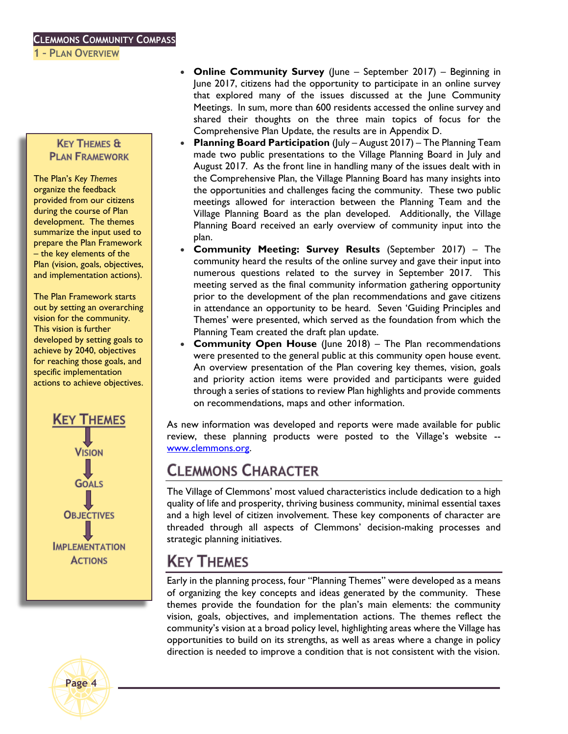- **Online Community Survey** (June – September 2017) – Beginning in June 2017, citizens had the opportunity to participate in an online survey that explored many of the issues discussed at the June Community Meetings. In sum, more than 600 residents accessed the online survey and shared their thoughts on the three main topics of focus for the Comprehensive Plan Update, the results are in Appendix D.
- **Planning Board Participation** (July – August 2017) – The Planning Team made two public presentations to the Village Planning Board in July and August 2017. As the front line in handling many of the issues dealt with in the Comprehensive Plan, the Village Planning Board has many insights into the opportunities and challenges facing the community. These two public meetings allowed for interaction between the Planning Team and the Village Planning Board as the plan developed. Additionally, the Village Planning Board received an early overview of community input into the plan.
- **Community Meeting: Survey Results** (September 2017) – The community heard the results of the online survey and gave their input into numerous questions related to the survey in September 2017. This meeting served as the final community information gathering opportunity prior to the development of the plan recommendations and gave citizens in attendance an opportunity to be heard. Seven 'Guiding Principles and Themes' were presented, which served as the foundation from which the Planning Team created the draft plan update.
- **Community Open House** (June 2018) – The Plan recommendations were presented to the general public at this community open house event. An overview presentation of the Plan covering key themes, vision, goals and priority action items were provided and participants were guided through a series of stations to review Plan highlights and provide comments on recommendations, maps and other information.

As new information was developed and reports were made available for public review, these planning products were posted to the Village's website -- www.clemmons.org.

> **Key Themes & Plan Framework**
>
> The Plan's *Key Themes* organize the feedback provided from our citizens during the course of Plan development. The themes summarize the input used to prepare the Plan Framework – the key elements of the Plan (vision, goals, objectives, and implementation actions).
>
> The Plan Framework starts out by setting an overarching vision for the community. This vision is further developed by setting goals to achieve by 2040, objectives for reaching those goals, and specific implementation actions to achieve objectives.
>
> **Key Themes** → **Vision** → **Goals** → **Objectives** → **Implementation Actions**

## Clemmons Character

The Village of Clemmons' most valued characteristics include dedication to a high quality of life and prosperity, thriving business community, minimal essential taxes and a high level of citizen involvement. These key components of character are threaded through all aspects of Clemmons' decision-making processes and strategic planning initiatives.

## Key Themes

Early in the planning process, four "Planning Themes" were developed as a means of organizing the key concepts and ideas generated by the community. These themes provide the foundation for the plan's main elements: the community vision, goals, objectives, and implementation actions. The themes reflect the community's vision at a broad policy level, highlighting areas where the Village has opportunities to build on its strengths, as well as areas where a change in policy direction is needed to improve a condition that is not consistent with the vision.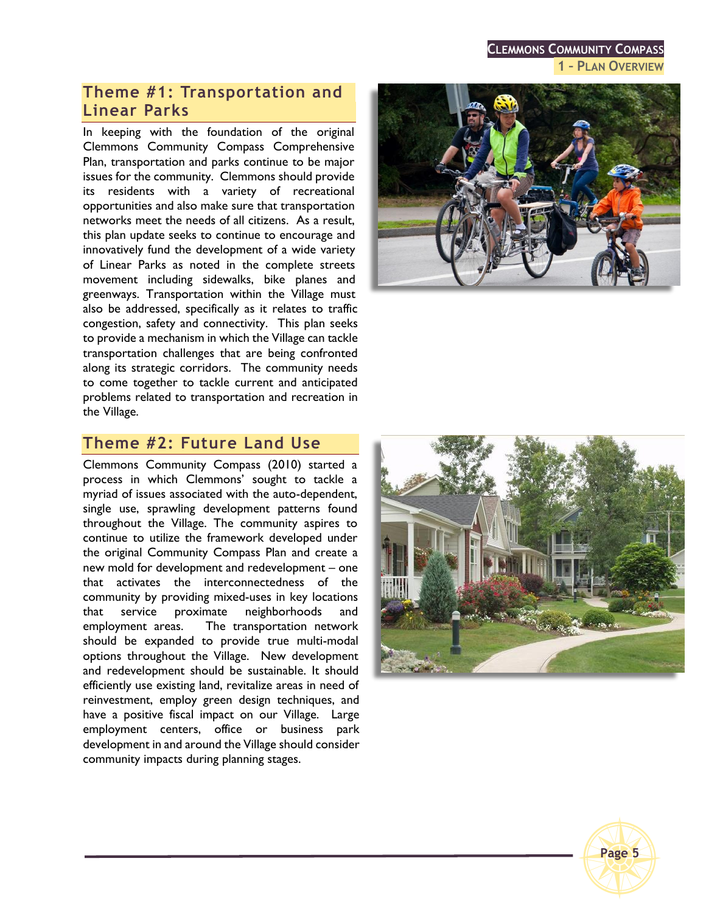## Theme #1: Transportation and Linear Parks

In keeping with the foundation of the original Clemmons Community Compass Comprehensive Plan, transportation and parks continue to be major issues for the community. Clemmons should provide its residents with a variety of recreational opportunities and also make sure that transportation networks meet the needs of all citizens. As a result, this plan update seeks to continue to encourage and innovatively fund the development of a wide variety of Linear Parks as noted in the complete streets movement including sidewalks, bike planes and greenways. Transportation within the Village must also be addressed, specifically as it relates to traffic congestion, safety and connectivity. This plan seeks to provide a mechanism in which the Village can tackle transportation challenges that are being confronted along its strategic corridors. The community needs to come together to tackle current and anticipated problems related to transportation and recreation in the Village.

## Theme #2: Future Land Use

Clemmons Community Compass (2010) started a process in which Clemmons' sought to tackle a myriad of issues associated with the auto-dependent, single use, sprawling development patterns found throughout the Village. The community aspires to continue to utilize the framework developed under the original Community Compass Plan and create a new mold for development and redevelopment – one that activates the interconnectedness of the community by providing mixed-uses in key locations that service proximate neighborhoods and employment areas. The transportation network should be expanded to provide true multi-modal options throughout the Village. New development and redevelopment should be sustainable. It should efficiently use existing land, revitalize areas in need of reinvestment, employ green design techniques, and have a positive fiscal impact on our Village. Large employment centers, office or business park development in and around the Village should consider community impacts during planning stages.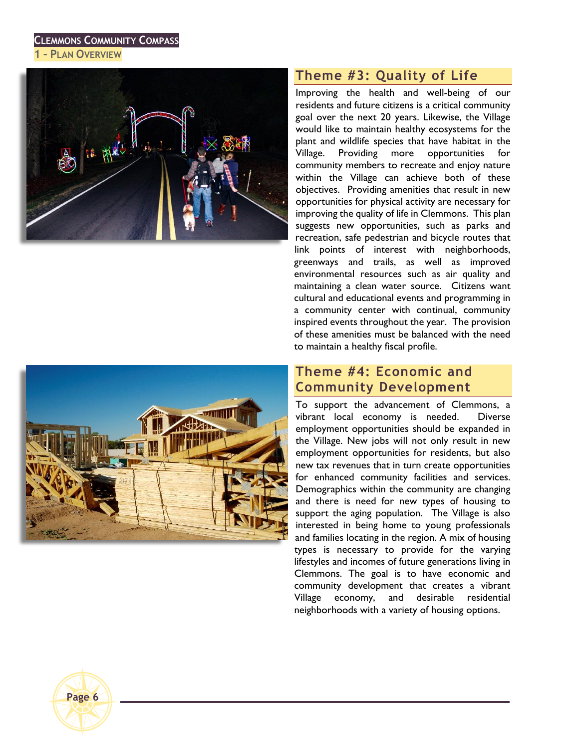## Theme #3: Quality of Life

Improving the health and well-being of our residents and future citizens is a critical community goal over the next 20 years. Likewise, the Village would like to maintain healthy ecosystems for the plant and wildlife species that have habitat in the Village. Providing more opportunities for community members to recreate and enjoy nature within the Village can achieve both of these objectives. Providing amenities that result in new opportunities for physical activity are necessary for improving the quality of life in Clemmons. This plan suggests new opportunities, such as parks and recreation, safe pedestrian and bicycle routes that link points of interest with neighborhoods, greenways and trails, as well as improved environmental resources such as air quality and maintaining a clean water source. Citizens want cultural and educational events and programming in a community center with continual, community inspired events throughout the year. The provision of these amenities must be balanced with the need to maintain a healthy fiscal profile.

## Theme #4: Economic and Community Development

To support the advancement of Clemmons, a vibrant local economy is needed. Diverse employment opportunities should be expanded in the Village. New jobs will not only result in new employment opportunities for residents, but also new tax revenues that in turn create opportunities for enhanced community facilities and services. Demographics within the community are changing and there is need for new types of housing to support the aging population. The Village is also interested in being home to young professionals and families locating in the region. A mix of housing types is necessary to provide for the varying lifestyles and incomes of future generations living in Clemmons. The goal is to have economic and community development that creates a vibrant Village economy, and desirable residential neighborhoods with a variety of housing options.